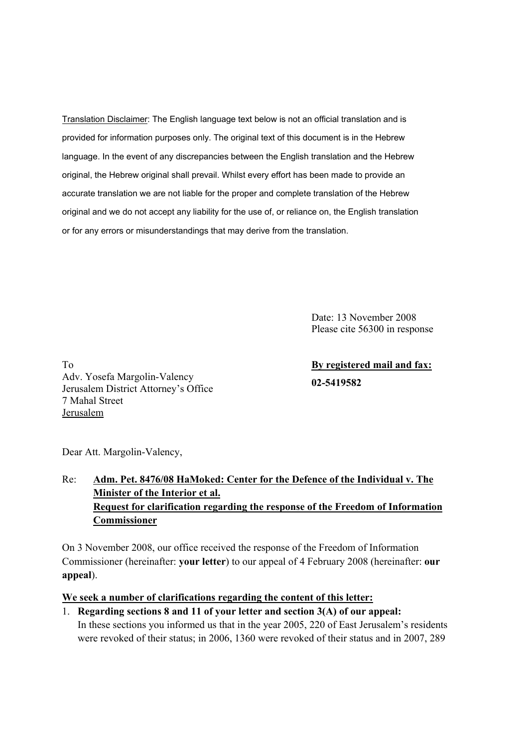Translation Disclaimer: The English language text below is not an official translation and is provided for information purposes only. The original text of this document is in the Hebrew language. In the event of any discrepancies between the English translation and the Hebrew original, the Hebrew original shall prevail. Whilst every effort has been made to provide an accurate translation we are not liable for the proper and complete translation of the Hebrew original and we do not accept any liability for the use of, or reliance on, the English translation or for any errors or misunderstandings that may derive from the translation.

Date: 13 November 2008
Please cite 56300 in response

To
Adv. Yosefa Margolin-Valency
Jerusalem District Attorney's Office
7 Mahal Street
Jerusalem

**By registered mail and fax:**
**02-5419582**

Dear Att. Margolin-Valency,

Re: **Adm. Pet. 8476/08 HaMoked: Center for the Defence of the Individual v. The Minister of the Interior et al.**
**Request for clarification regarding the response of the Freedom of Information Commissioner**

On 3 November 2008, our office received the response of the Freedom of Information Commissioner (hereinafter: **your letter**) to our appeal of 4 February 2008 (hereinafter: **our appeal**).

**We seek a number of clarifications regarding the content of this letter:**

1. **Regarding sections 8 and 11 of your letter and section 3(A) of our appeal:**
   In these sections you informed us that in the year 2005, 220 of East Jerusalem's residents were revoked of their status; in 2006, 1360 were revoked of their status and in 2007, 289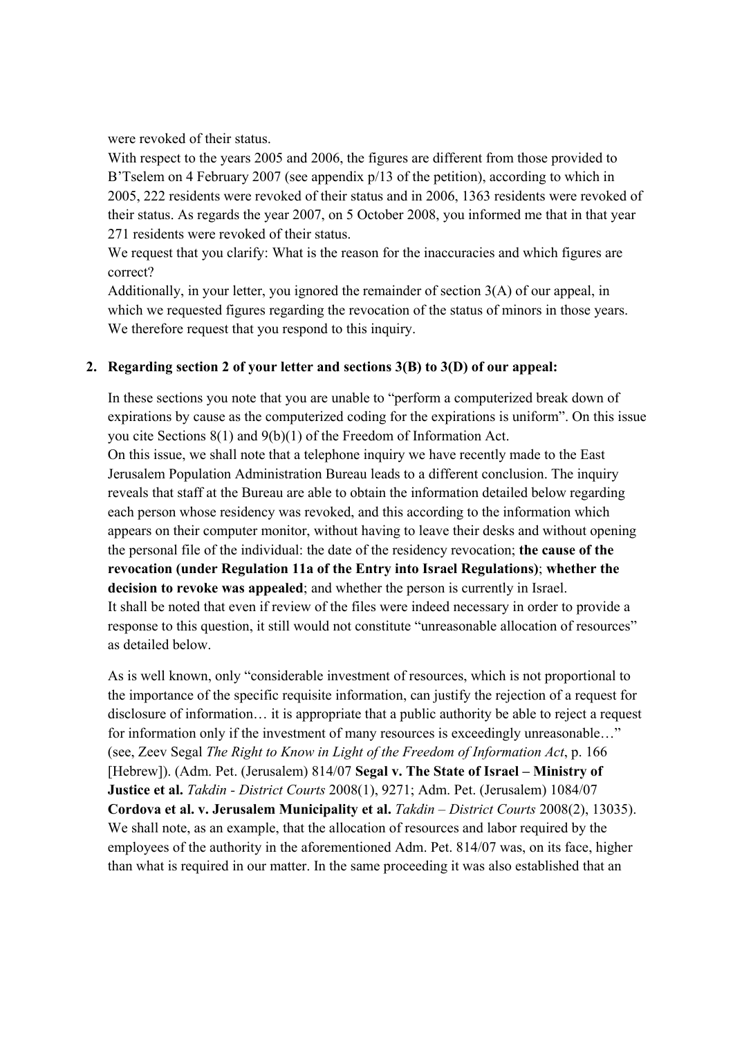were revoked of their status.

With respect to the years 2005 and 2006, the figures are different from those provided to B'Tselem on 4 February 2007 (see appendix p/13 of the petition), according to which in 2005, 222 residents were revoked of their status and in 2006, 1363 residents were revoked of their status. As regards the year 2007, on 5 October 2008, you informed me that in that year 271 residents were revoked of their status.

We request that you clarify: What is the reason for the inaccuracies and which figures are correct?

Additionally, in your letter, you ignored the remainder of section 3(A) of our appeal, in which we requested figures regarding the revocation of the status of minors in those years. We therefore request that you respond to this inquiry.

2. **Regarding section 2 of your letter and sections 3(B) to 3(D) of our appeal:**

   In these sections you note that you are unable to "perform a computerized break down of expirations by cause as the computerized coding for the expirations is uniform". On this issue you cite Sections 8(1) and 9(b)(1) of the Freedom of Information Act.

   On this issue, we shall note that a telephone inquiry we have recently made to the East Jerusalem Population Administration Bureau leads to a different conclusion. The inquiry reveals that staff at the Bureau are able to obtain the information detailed below regarding each person whose residency was revoked, and this according to the information which appears on their computer monitor, without having to leave their desks and without opening the personal file of the individual: the date of the residency revocation; **the cause of the revocation (under Regulation 11a of the Entry into Israel Regulations)**; **whether the decision to revoke was appealed**; and whether the person is currently in Israel.

   It shall be noted that even if review of the files were indeed necessary in order to provide a response to this question, it still would not constitute "unreasonable allocation of resources" as detailed below.

   As is well known, only "considerable investment of resources, which is not proportional to the importance of the specific requisite information, can justify the rejection of a request for disclosure of information… it is appropriate that a public authority be able to reject a request for information only if the investment of many resources is exceedingly unreasonable…" (see, Zeev Segal *The Right to Know in Light of the Freedom of Information Act*, p. 166 [Hebrew]). (Adm. Pet. (Jerusalem) 814/07 **Segal v. The State of Israel – Ministry of Justice et al.** *Takdin - District Courts* 2008(1), 9271; Adm. Pet. (Jerusalem) 1084/07 **Cordova et al. v. Jerusalem Municipality et al.** *Takdin – District Courts* 2008(2), 13035). We shall note, as an example, that the allocation of resources and labor required by the employees of the authority in the aforementioned Adm. Pet. 814/07 was, on its face, higher than what is required in our matter. In the same proceeding it was also established that an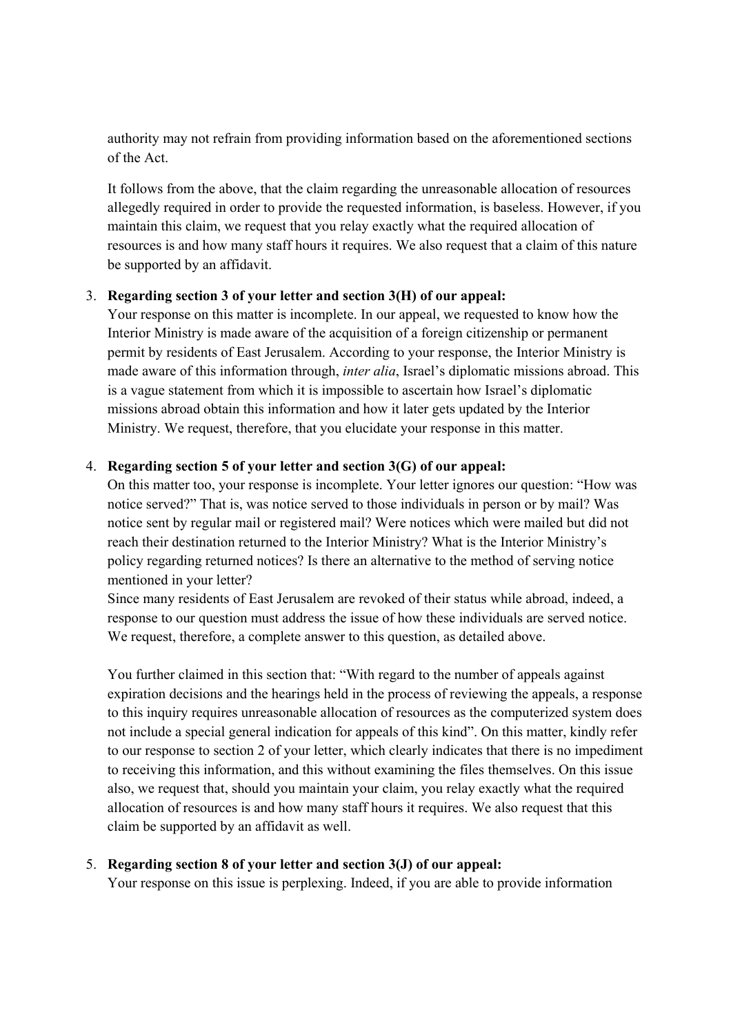authority may not refrain from providing information based on the aforementioned sections of the Act.

It follows from the above, that the claim regarding the unreasonable allocation of resources allegedly required in order to provide the requested information, is baseless. However, if you maintain this claim, we request that you relay exactly what the required allocation of resources is and how many staff hours it requires. We also request that a claim of this nature be supported by an affidavit.

3. **Regarding section 3 of your letter and section 3(H) of our appeal:**
   Your response on this matter is incomplete. In our appeal, we requested to know how the Interior Ministry is made aware of the acquisition of a foreign citizenship or permanent permit by residents of East Jerusalem. According to your response, the Interior Ministry is made aware of this information through, *inter alia*, Israel's diplomatic missions abroad. This is a vague statement from which it is impossible to ascertain how Israel's diplomatic missions abroad obtain this information and how it later gets updated by the Interior Ministry. We request, therefore, that you elucidate your response in this matter.

4. **Regarding section 5 of your letter and section 3(G) of our appeal:**
   On this matter too, your response is incomplete. Your letter ignores our question: "How was notice served?" That is, was notice served to those individuals in person or by mail? Was notice sent by regular mail or registered mail? Were notices which were mailed but did not reach their destination returned to the Interior Ministry? What is the Interior Ministry's policy regarding returned notices? Is there an alternative to the method of serving notice mentioned in your letter?
   Since many residents of East Jerusalem are revoked of their status while abroad, indeed, a response to our question must address the issue of how these individuals are served notice. We request, therefore, a complete answer to this question, as detailed above.

   You further claimed in this section that: "With regard to the number of appeals against expiration decisions and the hearings held in the process of reviewing the appeals, a response to this inquiry requires unreasonable allocation of resources as the computerized system does not include a special general indication for appeals of this kind". On this matter, kindly refer to our response to section 2 of your letter, which clearly indicates that there is no impediment to receiving this information, and this without examining the files themselves. On this issue also, we request that, should you maintain your claim, you relay exactly what the required allocation of resources is and how many staff hours it requires. We also request that this claim be supported by an affidavit as well.

5. **Regarding section 8 of your letter and section 3(J) of our appeal:**
   Your response on this issue is perplexing. Indeed, if you are able to provide information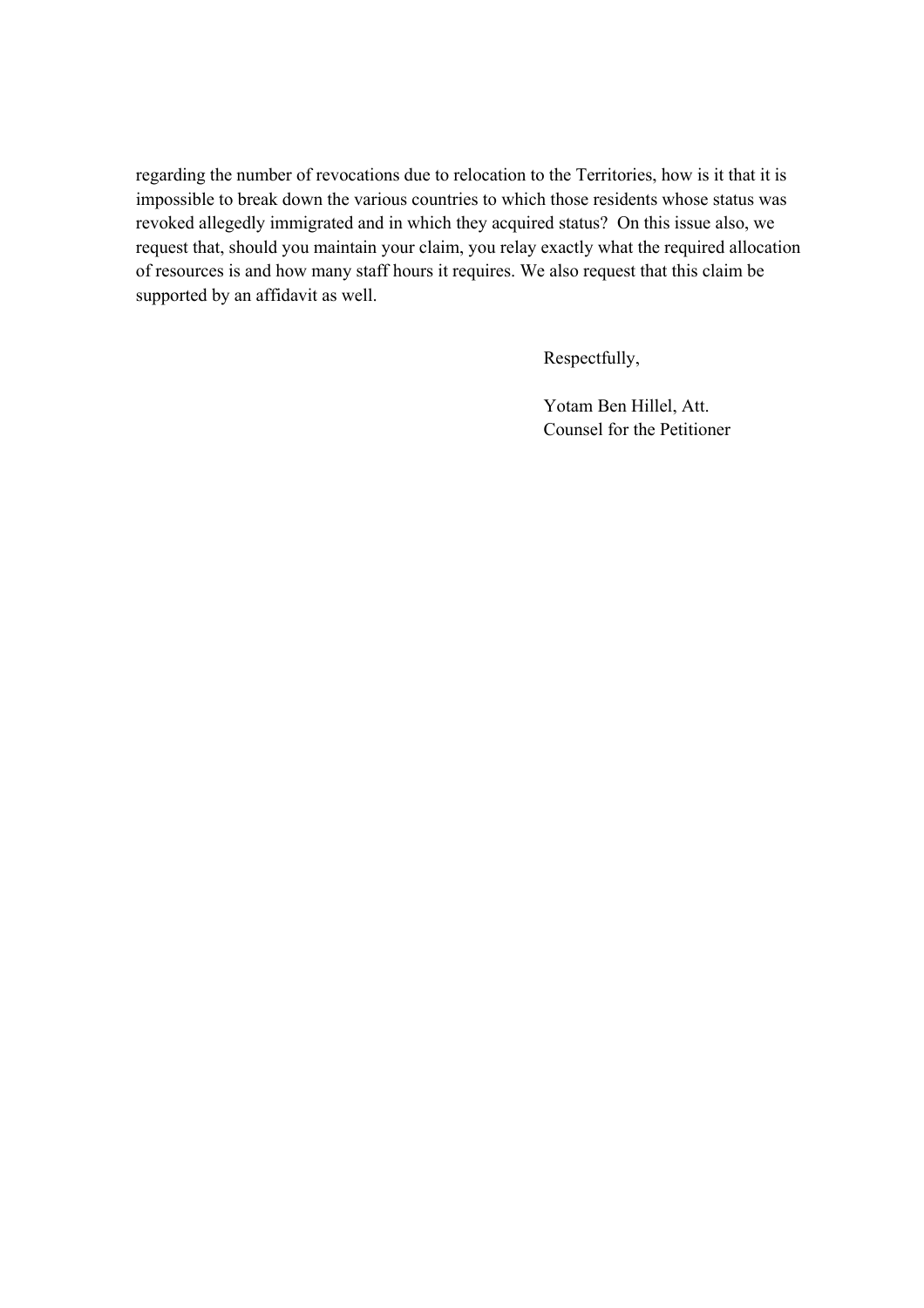regarding the number of revocations due to relocation to the Territories, how is it that it is impossible to break down the various countries to which those residents whose status was revoked allegedly immigrated and in which they acquired status?  On this issue also, we request that, should you maintain your claim, you relay exactly what the required allocation of resources is and how many staff hours it requires. We also request that this claim be supported by an affidavit as well.

Respectfully,

Yotam Ben Hillel, Att.
Counsel for the Petitioner